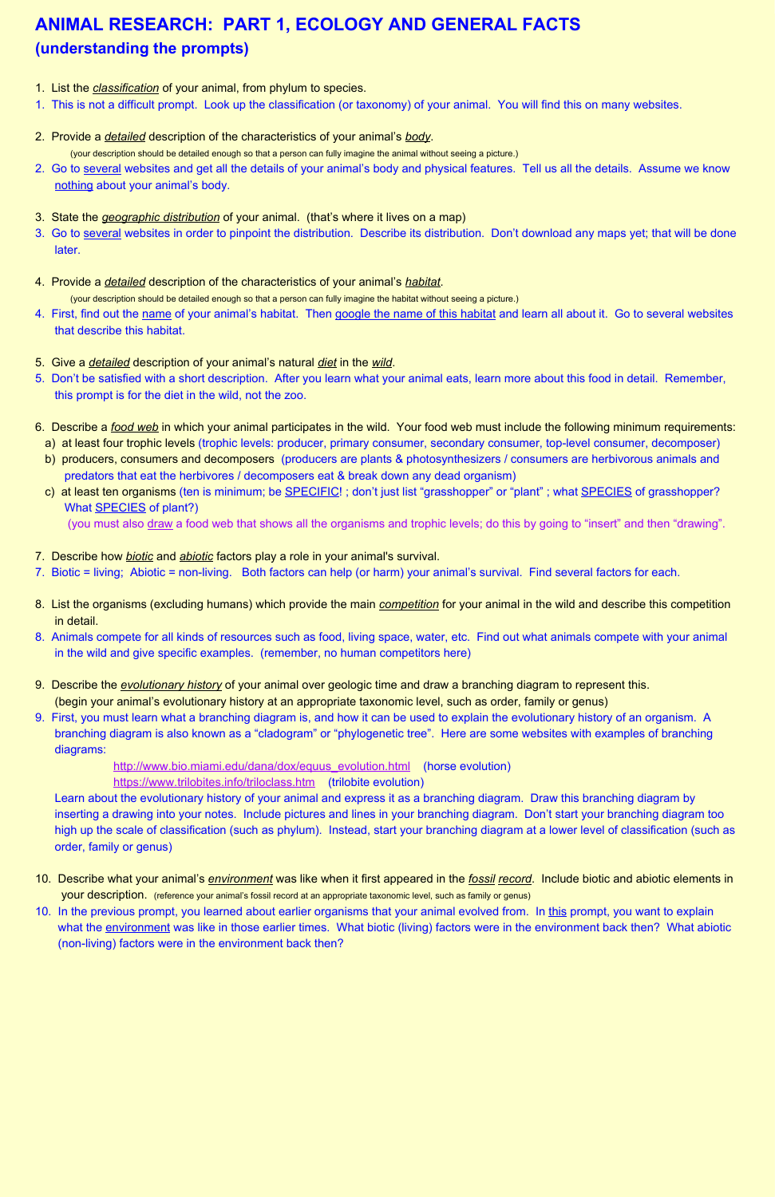# ANIMAL RESEARCH: PART 1, ECOLOGY AND GENERAL FACTS

## (understanding the prompts)

1. List the *classification* of your animal, from phylum to species.
1. This is not a difficult prompt. Look up the classification (or taxonomy) of your animal. You will find this on many websites.

2. Provide a *detailed* description of the characteristics of your animal's *body*.
   (your description should be detailed enough so that a person can fully imagine the animal without seeing a picture.)
2. Go to several websites and get all the details of your animal's body and physical features. Tell us all the details. Assume we know nothing about your animal's body.

3. State the *geographic distribution* of your animal. (that's where it lives on a map)
3. Go to several websites in order to pinpoint the distribution. Describe its distribution. Don't download any maps yet; that will be done later.

4. Provide a *detailed* description of the characteristics of your animal's *habitat*.
   (your description should be detailed enough so that a person can fully imagine the habitat without seeing a picture.)
4. First, find out the name of your animal's habitat. Then google the name of this habitat and learn all about it. Go to several websites that describe this habitat.

5. Give a *detailed* description of your animal's natural *diet* in the *wild*.
5. Don't be satisfied with a short description. After you learn what your animal eats, learn more about this food in detail. Remember, this prompt is for the diet in the wild, not the zoo.

6. Describe a *food web* in which your animal participates in the wild. Your food web must include the following minimum requirements:
   a) at least four trophic levels (trophic levels: producer, primary consumer, secondary consumer, top-level consumer, decomposer)
   b) producers, consumers and decomposers (producers are plants & photosynthesizers / consumers are herbivorous animals and predators that eat the herbivores / decomposers eat & break down any dead organism)
   c) at least ten organisms (ten is minimum; be SPECIFIC! ; don't just list "grasshopper" or "plant" ; what SPECIES of grasshopper? What SPECIES of plant?)
   (you must also draw a food web that shows all the organisms and trophic levels; do this by going to "insert" and then "drawing".

7. Describe how *biotic* and *abiotic* factors play a role in your animal's survival.
7. Biotic = living; Abiotic = non-living. Both factors can help (or harm) your animal's survival. Find several factors for each.

8. List the organisms (excluding humans) which provide the main *competition* for your animal in the wild and describe this competition in detail.
8. Animals compete for all kinds of resources such as food, living space, water, etc. Find out what animals compete with your animal in the wild and give specific examples. (remember, no human competitors here)

9. Describe the *evolutionary history* of your animal over geologic time and draw a branching diagram to represent this.
   (begin your animal's evolutionary history at an appropriate taxonomic level, such as order, family or genus)
9. First, you must learn what a branching diagram is, and how it can be used to explain the evolutionary history of an organism. A branching diagram is also known as a "cladogram" or "phylogenetic tree". Here are some websites with examples of branching diagrams:
   http://www.bio.miami.edu/dana/dox/equus_evolution.html (horse evolution)
   https://www.trilobites.info/triloclass.htm (trilobite evolution)
   Learn about the evolutionary history of your animal and express it as a branching diagram. Draw this branching diagram by inserting a drawing into your notes. Include pictures and lines in your branching diagram. Don't start your branching diagram too high up the scale of classification (such as phylum). Instead, start your branching diagram at a lower level of classification (such as order, family or genus)

10. Describe what your animal's *environment* was like when it first appeared in the *fossil record*. Include biotic and abiotic elements in your description. (reference your animal's fossil record at an appropriate taxonomic level, such as family or genus)
10. In the previous prompt, you learned about earlier organisms that your animal evolved from. In this prompt, you want to explain what the environment was like in those earlier times. What biotic (living) factors were in the environment back then? What abiotic (non-living) factors were in the environment back then?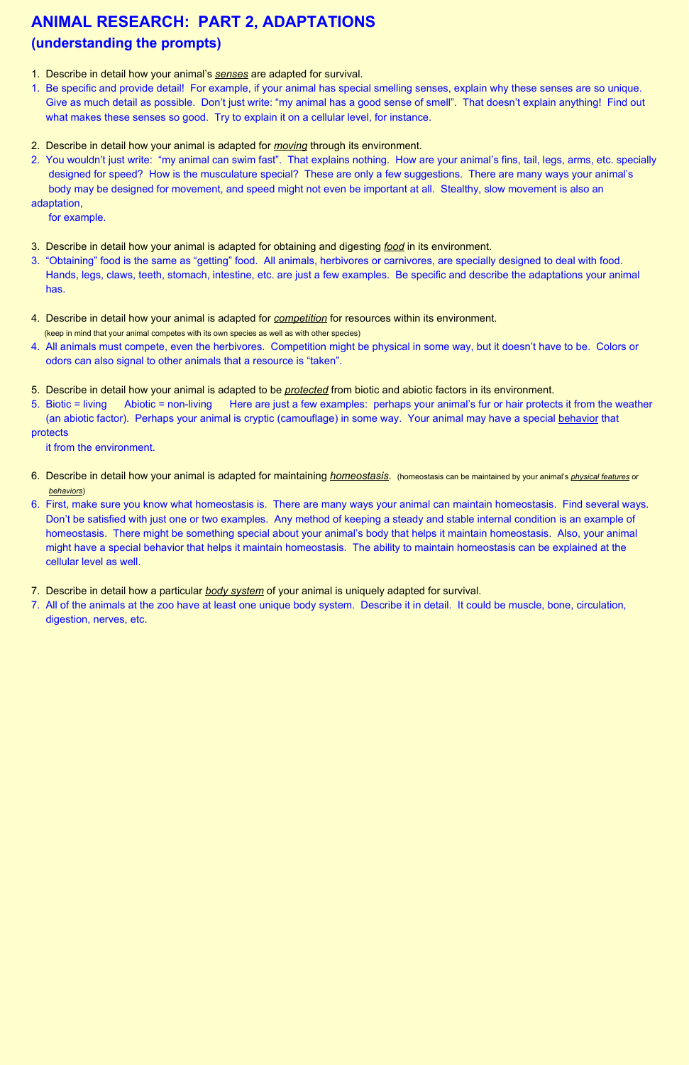# ANIMAL RESEARCH: PART 2, ADAPTATIONS

## (understanding the prompts)

1. Describe in detail how your animal's ***senses*** are adapted for survival.

1. Be specific and provide detail! For example, if your animal has special smelling senses, explain why these senses are so unique. Give as much detail as possible. Don't just write: "my animal has a good sense of smell". That doesn't explain anything! Find out what makes these senses so good. Try to explain it on a cellular level, for instance.

2. Describe in detail how your animal is adapted for ***moving*** through its environment.

2. You wouldn't just write: "my animal can swim fast". That explains nothing. How are your animal's fins, tail, legs, arms, etc. specially designed for speed? How is the musculature special? These are only a few suggestions. There are many ways your animal's body may be designed for movement, and speed might not even be important at all. Stealthy, slow movement is also an adaptation, for example.

3. Describe in detail how your animal is adapted for obtaining and digesting ***food*** in its environment.

3. "Obtaining" food is the same as "getting" food. All animals, herbivores or carnivores, are specially designed to deal with food. Hands, legs, claws, teeth, stomach, intestine, etc. are just a few examples. Be specific and describe the adaptations your animal has.

4. Describe in detail how your animal is adapted for ***competition*** for resources within its environment. (keep in mind that your animal competes with its own species as well as with other species)

4. All animals must compete, even the herbivores. Competition might be physical in some way, but it doesn't have to be. Colors or odors can also signal to other animals that a resource is "taken".

5. Describe in detail how your animal is adapted to be ***protected*** from biotic and abiotic factors in its environment.

5. Biotic = living     Abiotic = non-living     Here are just a few examples: perhaps your animal's fur or hair protects it from the weather (an abiotic factor). Perhaps your animal is cryptic (camouflage) in some way. Your animal may have a special behavior that protects it from the environment.

6. Describe in detail how your animal is adapted for maintaining ***homeostasis***. (homeostasis can be maintained by your animal's ***physical features*** or ***behaviors***)

6. First, make sure you know what homeostasis is. There are many ways your animal can maintain homeostasis. Find several ways. Don't be satisfied with just one or two examples. Any method of keeping a steady and stable internal condition is an example of homeostasis. There might be something special about your animal's body that helps it maintain homeostasis. Also, your animal might have a special behavior that helps it maintain homeostasis. The ability to maintain homeostasis can be explained at the cellular level as well.

7. Describe in detail how a particular ***body system*** of your animal is uniquely adapted for survival.

7. All of the animals at the zoo have at least one unique body system. Describe it in detail. It could be muscle, bone, circulation, digestion, nerves, etc.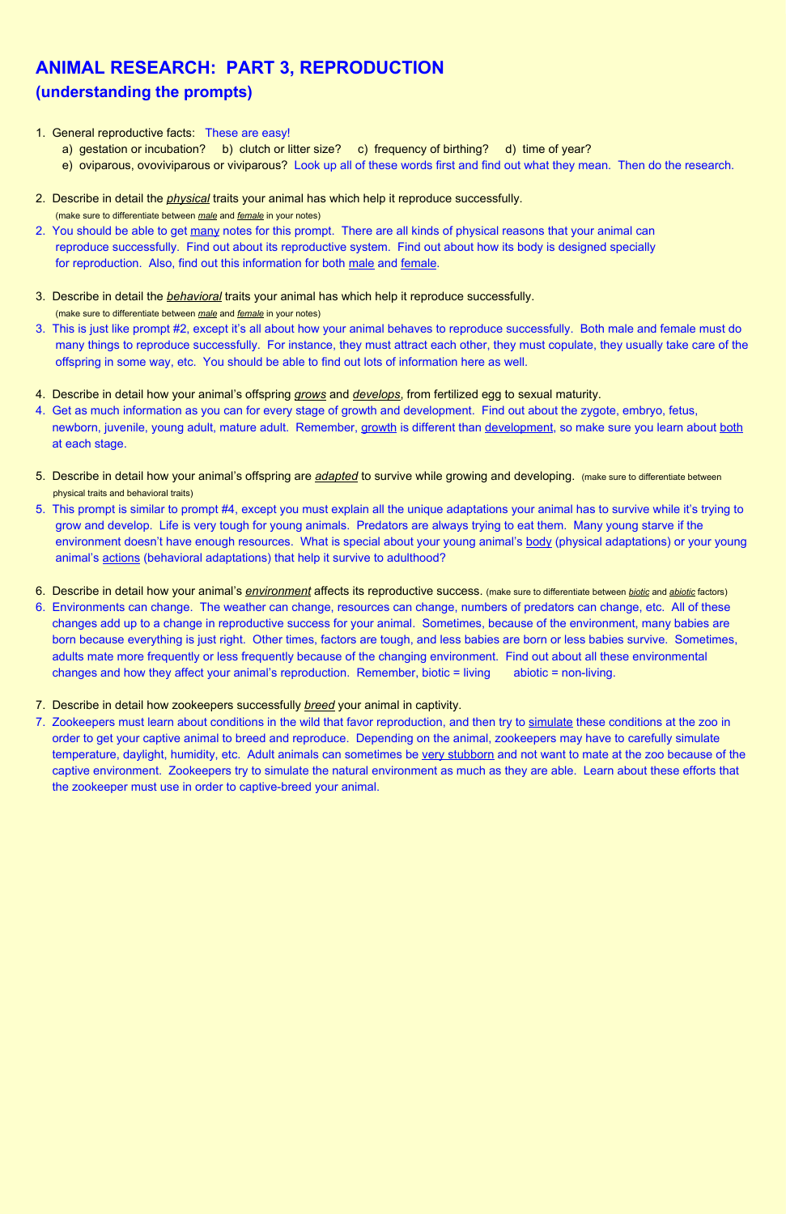# ANIMAL RESEARCH: PART 3, REPRODUCTION

## (understanding the prompts)

1. General reproductive facts: These are easy!
   a) gestation or incubation? b) clutch or litter size? c) frequency of birthing? d) time of year?
   e) oviparous, ovoviviparous or viviparous? Look up all of these words first and find out what they mean. Then do the research.

2. Describe in detail the ***physical*** traits your animal has which help it reproduce successfully.
   (make sure to differentiate between ***male*** and ***female*** in your notes)

2. You should be able to get many notes for this prompt. There are all kinds of physical reasons that your animal can reproduce successfully. Find out about its reproductive system. Find out about how its body is designed specially for reproduction. Also, find out this information for both male and female.

3. Describe in detail the ***behavioral*** traits your animal has which help it reproduce successfully.
   (make sure to differentiate between ***male*** and ***female*** in your notes)

3. This is just like prompt #2, except it's all about how your animal behaves to reproduce successfully. Both male and female must do many things to reproduce successfully. For instance, they must attract each other, they must copulate, they usually take care of the offspring in some way, etc. You should be able to find out lots of information here as well.

4. Describe in detail how your animal's offspring ***grows*** and ***develops***, from fertilized egg to sexual maturity.

4. Get as much information as you can for every stage of growth and development. Find out about the zygote, embryo, fetus, newborn, juvenile, young adult, mature adult. Remember, growth is different than development, so make sure you learn about both at each stage.

5. Describe in detail how your animal's offspring are ***adapted*** to survive while growing and developing. (make sure to differentiate between physical traits and behavioral traits)

5. This prompt is similar to prompt #4, except you must explain all the unique adaptations your animal has to survive while it's trying to grow and develop. Life is very tough for young animals. Predators are always trying to eat them. Many young starve if the environment doesn't have enough resources. What is special about your young animal's body (physical adaptations) or your young animal's actions (behavioral adaptations) that help it survive to adulthood?

6. Describe in detail how your animal's ***environment*** affects its reproductive success. (make sure to differentiate between ***biotic*** and ***abiotic*** factors)

6. Environments can change. The weather can change, resources can change, numbers of predators can change, etc. All of these changes add up to a change in reproductive success for your animal. Sometimes, because of the environment, many babies are born because everything is just right. Other times, factors are tough, and less babies are born or less babies survive. Sometimes, adults mate more frequently or less frequently because of the changing environment. Find out about all these environmental changes and how they affect your animal's reproduction. Remember, biotic = living    abiotic = non-living.

7. Describe in detail how zookeepers successfully ***breed*** your animal in captivity.

7. Zookeepers must learn about conditions in the wild that favor reproduction, and then try to simulate these conditions at the zoo in order to get your captive animal to breed and reproduce. Depending on the animal, zookeepers may have to carefully simulate temperature, daylight, humidity, etc. Adult animals can sometimes be very stubborn and not want to mate at the zoo because of the captive environment. Zookeepers try to simulate the natural environment as much as they are able. Learn about these efforts that the zookeeper must use in order to captive-breed your animal.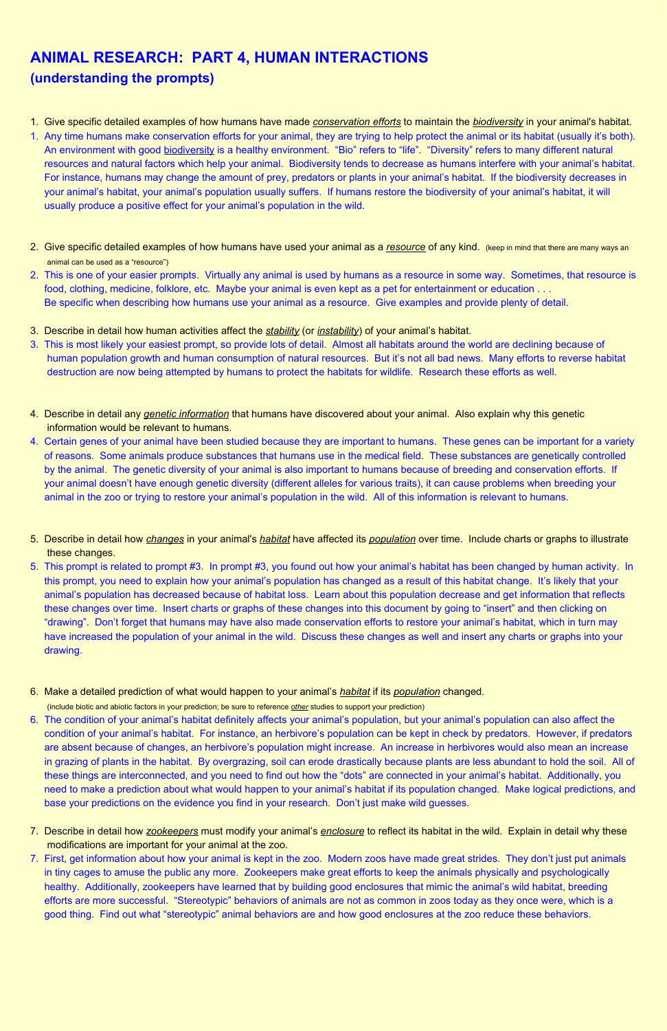# ANIMAL RESEARCH: PART 4, HUMAN INTERACTIONS
## (understanding the prompts)

1. Give specific detailed examples of how humans have made *conservation efforts* to maintain the *biodiversity* in your animal's habitat.
1. Any time humans make conservation efforts for your animal, they are trying to help protect the animal or its habitat (usually it's both). An environment with good biodiversity is a healthy environment. "Bio" refers to "life". "Diversity" refers to many different natural resources and natural factors which help your animal. Biodiversity tends to decrease as humans interfere with your animal's habitat. For instance, humans may change the amount of prey, predators or plants in your animal's habitat. If the biodiversity decreases in your animal's habitat, your animal's population usually suffers. If humans restore the biodiversity of your animal's habitat, it will usually produce a positive effect for your animal's population in the wild.

2. Give specific detailed examples of how humans have used your animal as a *resource* of any kind. (keep in mind that there are many ways an animal can be used as a "resource")
2. This is one of your easier prompts. Virtually any animal is used by humans as a resource in some way. Sometimes, that resource is food, clothing, medicine, folklore, etc. Maybe your animal is even kept as a pet for entertainment or education . . . Be specific when describing how humans use your animal as a resource. Give examples and provide plenty of detail.

3. Describe in detail how human activities affect the *stability* (or *instability*) of your animal's habitat.
3. This is most likely your easiest prompt, so provide lots of detail. Almost all habitats around the world are declining because of human population growth and human consumption of natural resources. But it's not all bad news. Many efforts to reverse habitat destruction are now being attempted by humans to protect the habitats for wildlife. Research these efforts as well.

4. Describe in detail any *genetic information* that humans have discovered about your animal. Also explain why this genetic information would be relevant to humans.
4. Certain genes of your animal have been studied because they are important to humans. These genes can be important for a variety of reasons. Some animals produce substances that humans use in the medical field. These substances are genetically controlled by the animal. The genetic diversity of your animal is also important to humans because of breeding and conservation efforts. If your animal doesn't have enough genetic diversity (different alleles for various traits), it can cause problems when breeding your animal in the zoo or trying to restore your animal's population in the wild. All of this information is relevant to humans.

5. Describe in detail how *changes* in your animal's *habitat* have affected its *population* over time. Include charts or graphs to illustrate these changes.
5. This prompt is related to prompt #3. In prompt #3, you found out how your animal's habitat has been changed by human activity. In this prompt, you need to explain how your animal's population has changed as a result of this habitat change. It's likely that your animal's population has decreased because of habitat loss. Learn about this population decrease and get information that reflects these changes over time. Insert charts or graphs of these changes into this document by going to "insert" and then clicking on "drawing". Don't forget that humans may have also made conservation efforts to restore your animal's habitat, which in turn may have increased the population of your animal in the wild. Discuss these changes as well and insert any charts or graphs into your drawing.

6. Make a detailed prediction of what would happen to your animal's *habitat* if its *population* changed. (include biotic and abiotic factors in your prediction; be sure to reference *other* studies to support your prediction)
6. The condition of your animal's habitat definitely affects your animal's population, but your animal's population can also affect the condition of your animal's habitat. For instance, an herbivore's population can be kept in check by predators. However, if predators are absent because of changes, an herbivore's population might increase. An increase in herbivores would also mean an increase in grazing of plants in the habitat. By overgrazing, soil can erode drastically because plants are less abundant to hold the soil. All of these things are interconnected, and you need to find out how the "dots" are connected in your animal's habitat. Additionally, you need to make a prediction about what would happen to your animal's habitat if its population changed. Make logical predictions, and base your predictions on the evidence you find in your research. Don't just make wild guesses.

7. Describe in detail how *zookeepers* must modify your animal's *enclosure* to reflect its habitat in the wild. Explain in detail why these modifications are important for your animal at the zoo.
7. First, get information about how your animal is kept in the zoo. Modern zoos have made great strides. They don't just put animals in tiny cages to amuse the public any more. Zookeepers make great efforts to keep the animals physically and psychologically healthy. Additionally, zookeepers have learned that by building good enclosures that mimic the animal's wild habitat, breeding efforts are more successful. "Stereotypic" behaviors of animals are not as common in zoos today as they once were, which is a good thing. Find out what "stereotypic" animal behaviors are and how good enclosures at the zoo reduce these behaviors.